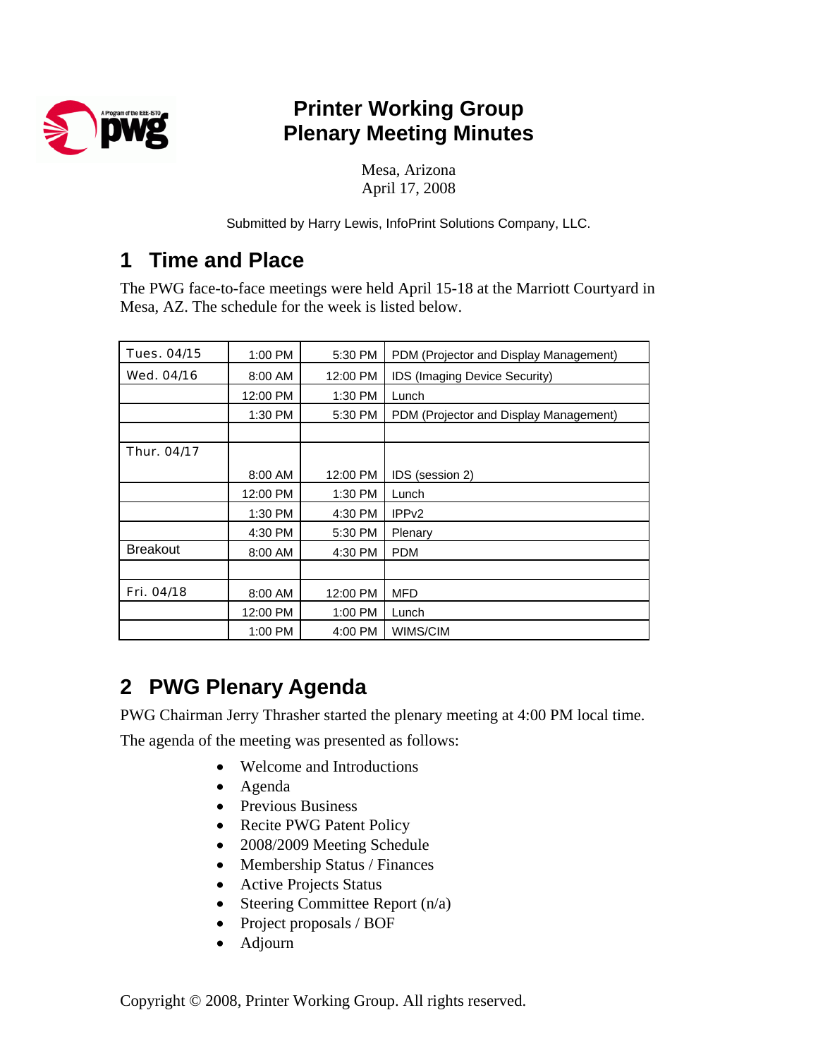# Printer Working Group
# Plenary Meeting Minutes

Mesa, Arizona
April 17, 2008

Submitted by Harry Lewis, InfoPrint Solutions Company, LLC.

## 1 Time and Place

The PWG face-to-face meetings were held April 15-18 at the Marriott Courtyard in Mesa, AZ. The schedule for the week is listed below.

| | | | |
|---|---|---|---|
| Tues. 04/15 | 1:00 PM | 5:30 PM | PDM (Projector and Display Management) |
| Wed. 04/16 | 8:00 AM | 12:00 PM | IDS (Imaging Device Security) |
| | 12:00 PM | 1:30 PM | Lunch |
| | 1:30 PM | 5:30 PM | PDM (Projector and Display Management) |
| | | | |
| Thur. 04/17 | 8:00 AM | 12:00 PM | IDS (session 2) |
| | 12:00 PM | 1:30 PM | Lunch |
| | 1:30 PM | 4:30 PM | IPPv2 |
| | 4:30 PM | 5:30 PM | Plenary |
| Breakout | 8:00 AM | 4:30 PM | PDM |
| | | | |
| Fri. 04/18 | 8:00 AM | 12:00 PM | MFD |
| | 12:00 PM | 1:00 PM | Lunch |
| | 1:00 PM | 4:00 PM | WIMS/CIM |

## 2 PWG Plenary Agenda

PWG Chairman Jerry Thrasher started the plenary meeting at 4:00 PM local time.

The agenda of the meeting was presented as follows:

- Welcome and Introductions
- Agenda
- Previous Business
- Recite PWG Patent Policy
- 2008/2009 Meeting Schedule
- Membership Status / Finances
- Active Projects Status
- Steering Committee Report (n/a)
- Project proposals / BOF
- Adjourn

Copyright © 2008, Printer Working Group. All rights reserved.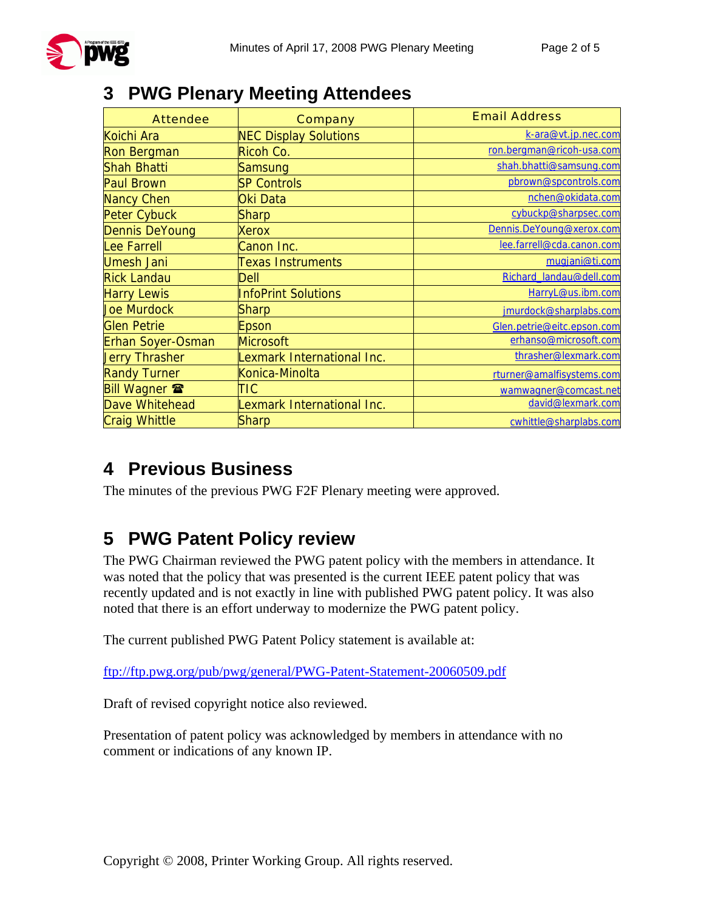## 3 PWG Plenary Meeting Attendees

| Attendee | Company | Email Address |
|---|---|---|
| Koichi Ara | NEC Display Solutions | k-ara@vt.jp.nec.com |
| Ron Bergman | Ricoh Co. | ron.bergman@ricoh-usa.com |
| Shah Bhatti | Samsung | shah.bhatti@samsung.com |
| Paul Brown | SP Controls | pbrown@spcontrols.com |
| Nancy Chen | Oki Data | nchen@okidata.com |
| Peter Cybuck | Sharp | cybuckp@sharpsec.com |
| Dennis DeYoung | Xerox | Dennis.DeYoung@xerox.com |
| Lee Farrell | Canon Inc. | lee.farrell@cda.canon.com |
| Umesh Jani | Texas Instruments | mugjani@ti.com |
| Rick Landau | Dell | Richard_landau@dell.com |
| Harry Lewis | InfoPrint Solutions | HarryL@us.ibm.com |
| Joe Murdock | Sharp | jmurdock@sharplabs.com |
| Glen Petrie | Epson | Glen.petrie@eitc.epson.com |
| Erhan Soyer-Osman | Microsoft | erhanso@microsoft.com |
| Jerry Thrasher | Lexmark International Inc. | thrasher@lexmark.com |
| Randy Turner | Konica-Minolta | rturner@amalfisystems.com |
| Bill Wagner ☎ | TIC | wamwagner@comcast.net |
| Dave Whitehead | Lexmark International Inc. | david@lexmark.com |
| Craig Whittle | Sharp | cwhittle@sharplabs.com |

## 4 Previous Business

The minutes of the previous PWG F2F Plenary meeting were approved.

## 5 PWG Patent Policy review

The PWG Chairman reviewed the PWG patent policy with the members in attendance. It was noted that the policy that was presented is the current IEEE patent policy that was recently updated and is not exactly in line with published PWG patent policy. It was also noted that there is an effort underway to modernize the PWG patent policy.

The current published PWG Patent Policy statement is available at:

ftp://ftp.pwg.org/pub/pwg/general/PWG-Patent-Statement-20060509.pdf

Draft of revised copyright notice also reviewed.

Presentation of patent policy was acknowledged by members in attendance with no comment or indications of any known IP.

Copyright © 2008, Printer Working Group. All rights reserved.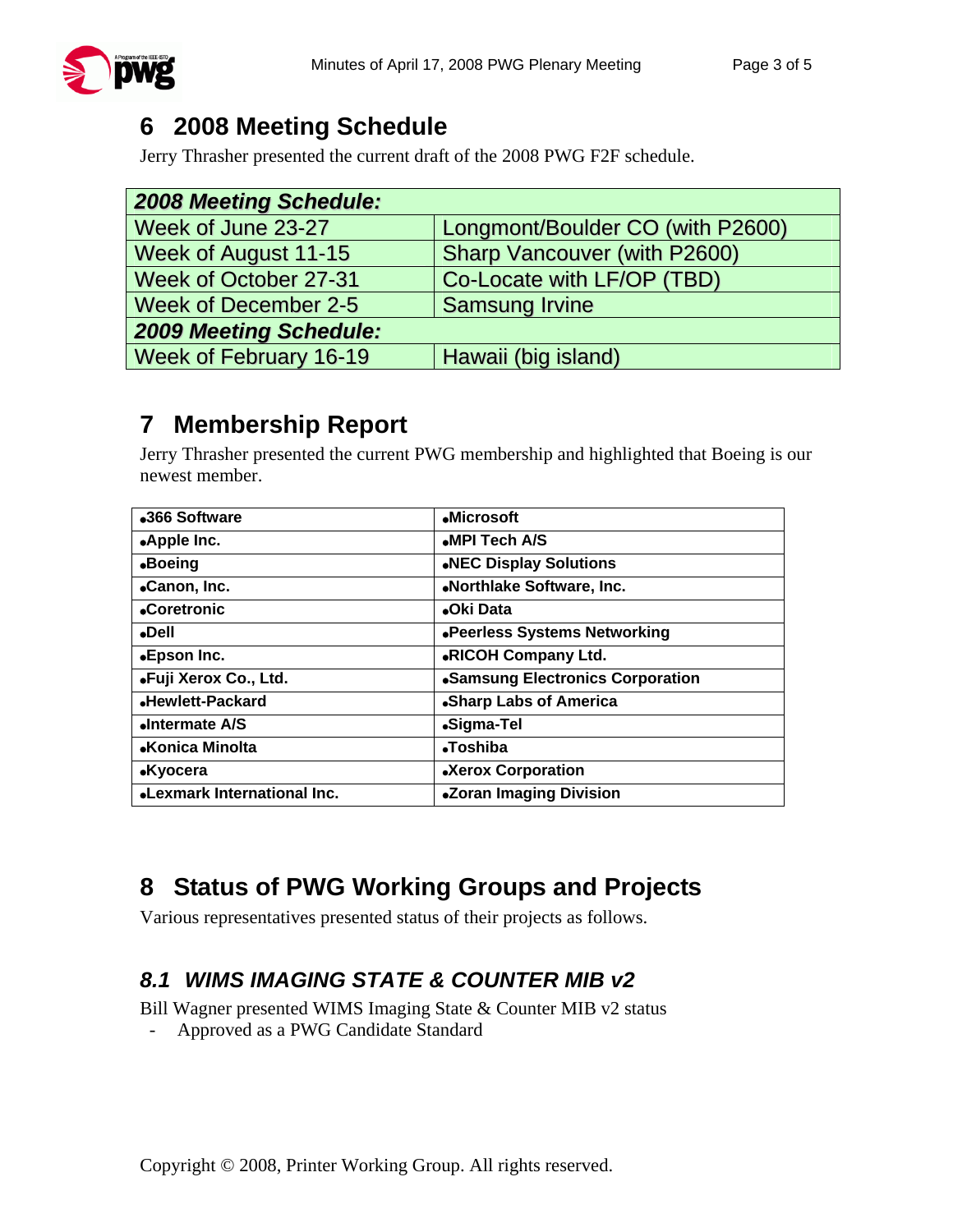# 6 2008 Meeting Schedule

Jerry Thrasher presented the current draft of the 2008 PWG F2F schedule.

| ***2008 Meeting Schedule:*** | |
|---|---|
| Week of June 23-27 | Longmont/Boulder CO (with P2600) |
| Week of August 11-15 | Sharp Vancouver (with P2600) |
| Week of October 27-31 | Co-Locate with LF/OP (TBD) |
| Week of December 2-5 | Samsung Irvine |
| ***2009 Meeting Schedule:*** | |
| Week of February 16-19 | Hawaii (big island) |

# 7 Membership Report

Jerry Thrasher presented the current PWG membership and highlighted that Boeing is our newest member.

| | |
|---|---|
| **•366 Software** | **•Microsoft** |
| **•Apple Inc.** | **•MPI Tech A/S** |
| **•Boeing** | **•NEC Display Solutions** |
| **•Canon, Inc.** | **•Northlake Software, Inc.** |
| **•Coretronic** | **•Oki Data** |
| **•Dell** | **•Peerless Systems Networking** |
| **•Epson Inc.** | **•RICOH Company Ltd.** |
| **•Fuji Xerox Co., Ltd.** | **•Samsung Electronics Corporation** |
| **•Hewlett-Packard** | **•Sharp Labs of America** |
| **•Intermate A/S** | **•Sigma-Tel** |
| **•Konica Minolta** | **•Toshiba** |
| **•Kyocera** | **•Xerox Corporation** |
| **•Lexmark International Inc.** | **•Zoran Imaging Division** |

# 8 Status of PWG Working Groups and Projects

Various representatives presented status of their projects as follows.

## *8.1 WIMS IMAGING STATE & COUNTER MIB v2*

Bill Wagner presented WIMS Imaging State & Counter MIB v2 status

- Approved as a PWG Candidate Standard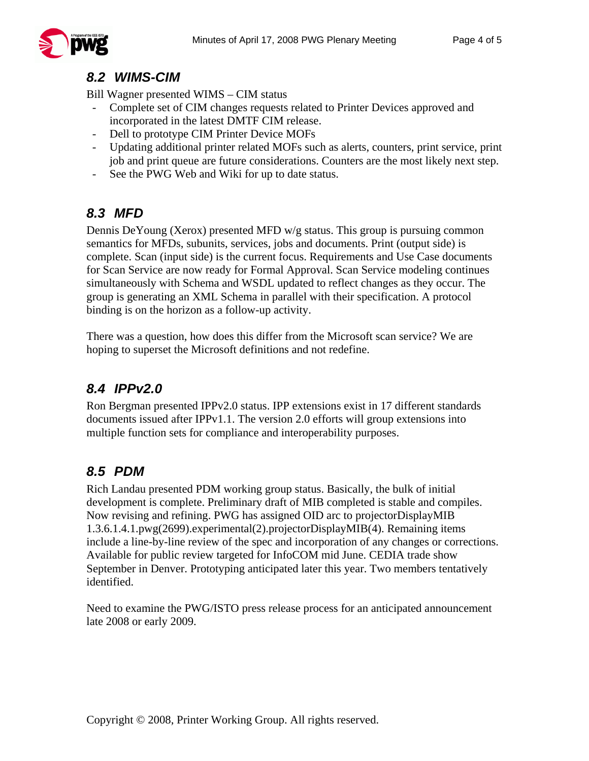## 8.2 WIMS-CIM

Bill Wagner presented WIMS – CIM status

- Complete set of CIM changes requests related to Printer Devices approved and incorporated in the latest DMTF CIM release.
- Dell to prototype CIM Printer Device MOFs
- Updating additional printer related MOFs such as alerts, counters, print service, print job and print queue are future considerations. Counters are the most likely next step.
- See the PWG Web and Wiki for up to date status.

## 8.3 MFD

Dennis DeYoung (Xerox) presented MFD w/g status. This group is pursuing common semantics for MFDs, subunits, services, jobs and documents. Print (output side) is complete. Scan (input side) is the current focus. Requirements and Use Case documents for Scan Service are now ready for Formal Approval. Scan Service modeling continues simultaneously with Schema and WSDL updated to reflect changes as they occur. The group is generating an XML Schema in parallel with their specification. A protocol binding is on the horizon as a follow-up activity.

There was a question, how does this differ from the Microsoft scan service? We are hoping to superset the Microsoft definitions and not redefine.

## 8.4 IPPv2.0

Ron Bergman presented IPPv2.0 status. IPP extensions exist in 17 different standards documents issued after IPPv1.1. The version 2.0 efforts will group extensions into multiple function sets for compliance and interoperability purposes.

## 8.5 PDM

Rich Landau presented PDM working group status. Basically, the bulk of initial development is complete. Preliminary draft of MIB completed is stable and compiles. Now revising and refining. PWG has assigned OID arc to projectorDisplayMIB 1.3.6.1.4.1.pwg(2699).experimental(2).projectorDisplayMIB(4). Remaining items include a line-by-line review of the spec and incorporation of any changes or corrections. Available for public review targeted for InfoCOM mid June. CEDIA trade show September in Denver. Prototyping anticipated later this year. Two members tentatively identified.

Need to examine the PWG/ISTO press release process for an anticipated announcement late 2008 or early 2009.

Copyright © 2008, Printer Working Group. All rights reserved.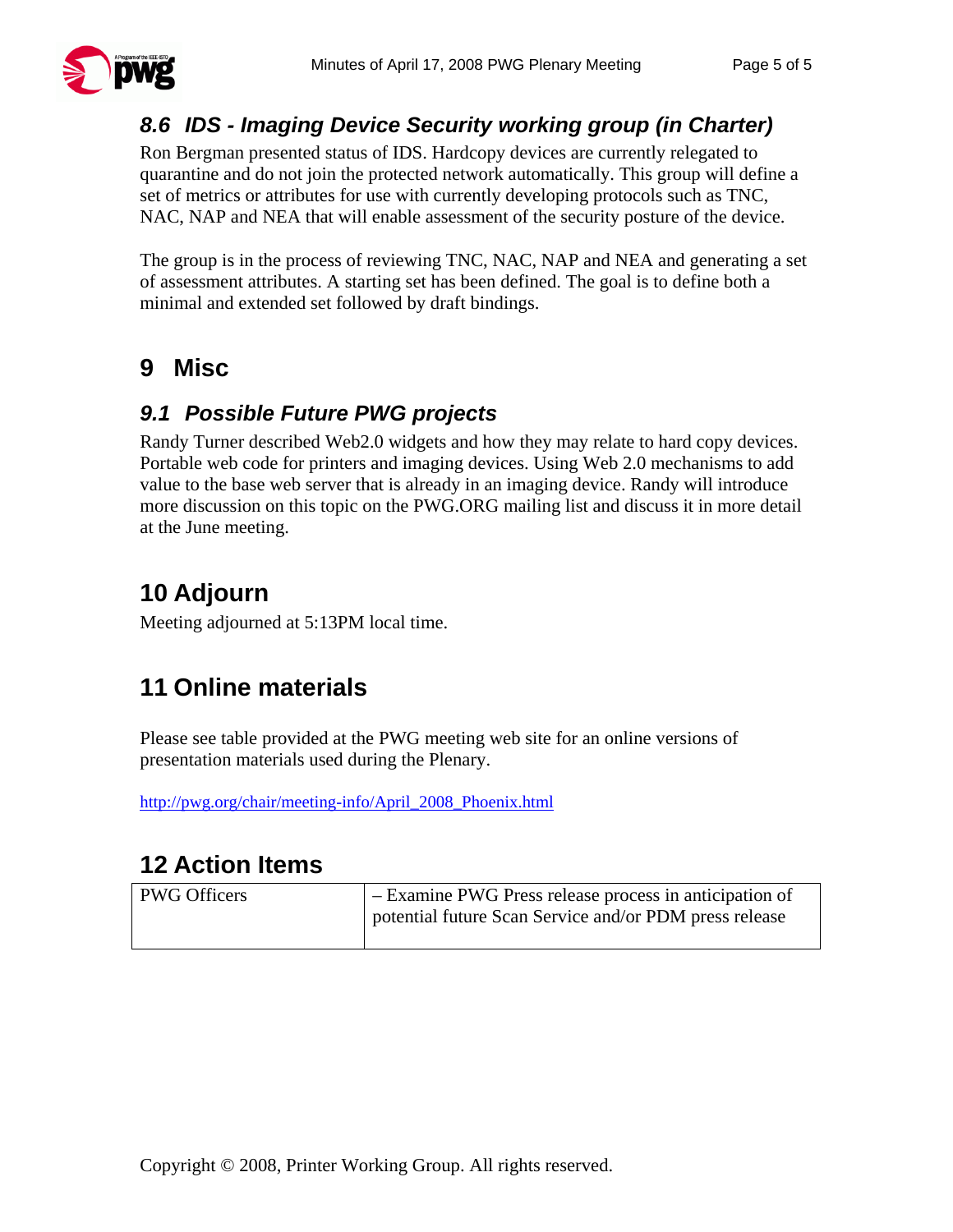### 8.6 IDS - Imaging Device Security working group (in Charter)

Ron Bergman presented status of IDS. Hardcopy devices are currently relegated to quarantine and do not join the protected network automatically. This group will define a set of metrics or attributes for use with currently developing protocols such as TNC, NAC, NAP and NEA that will enable assessment of the security posture of the device.

The group is in the process of reviewing TNC, NAC, NAP and NEA and generating a set of assessment attributes. A starting set has been defined. The goal is to define both a minimal and extended set followed by draft bindings.

## 9 Misc

### 9.1 Possible Future PWG projects

Randy Turner described Web2.0 widgets and how they may relate to hard copy devices. Portable web code for printers and imaging devices. Using Web 2.0 mechanisms to add value to the base web server that is already in an imaging device. Randy will introduce more discussion on this topic on the PWG.ORG mailing list and discuss it in more detail at the June meeting.

## 10 Adjourn

Meeting adjourned at 5:13PM local time.

## 11 Online materials

Please see table provided at the PWG meeting web site for an online versions of presentation materials used during the Plenary.

http://pwg.org/chair/meeting-info/April_2008_Phoenix.html

## 12 Action Items

| | |
|---|---|
| PWG Officers | – Examine PWG Press release process in anticipation of potential future Scan Service and/or PDM press release |

Copyright © 2008, Printer Working Group. All rights reserved.